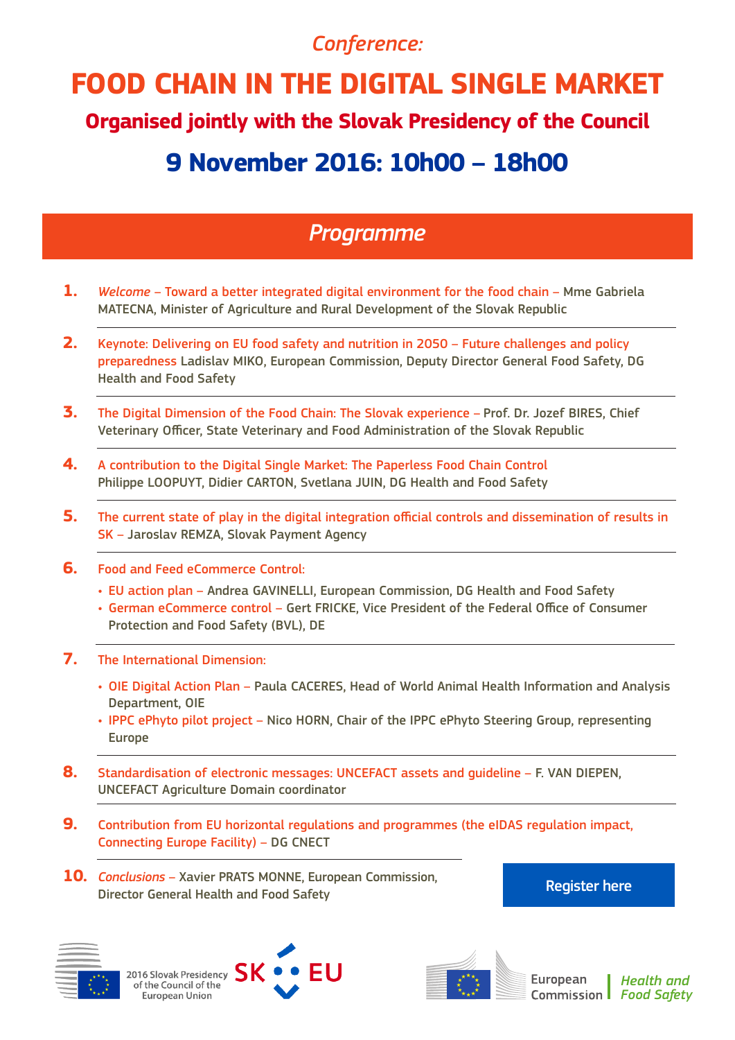*Conference:*

# FOOD CHAIN IN THE DIGITAL SINGLE MARKET

## Organised jointly with the Slovak Presidency of the Council

## 9 November 2016: 10h00 – 18h00

## *Programme*

1. *Welcome* – Toward a better integrated digital environment for the food chain – Mme Gabriela MATECNA, Minister of Agriculture and Rural Development of the Slovak Republic

2. Keynote: Delivering on EU food safety and nutrition in 2050 – Future challenges and policy preparedness Ladislav MIKO, European Commission, Deputy Director General Food Safety, DG Health and Food Safety

3. The Digital Dimension of the Food Chain: The Slovak experience – Prof. Dr. Jozef BIRES, Chief Veterinary Officer, State Veterinary and Food Administration of the Slovak Republic

4. A contribution to the Digital Single Market: The Paperless Food Chain Control
   Philippe LOOPUYT, Didier CARTON, Svetlana JUIN, DG Health and Food Safety

5. The current state of play in the digital integration official controls and dissemination of results in SK – Jaroslav REMZA, Slovak Payment Agency

6. Food and Feed eCommerce Control:
   - EU action plan – Andrea GAVINELLI, European Commission, DG Health and Food Safety
   - German eCommerce control – Gert FRICKE, Vice President of the Federal Office of Consumer Protection and Food Safety (BVL), DE

7. The International Dimension:
   - OIE Digital Action Plan – Paula CACERES, Head of World Animal Health Information and Analysis Department, OIE
   - IPPC ePhyto pilot project – Nico HORN, Chair of the IPPC ePhyto Steering Group, representing Europe

8. Standardisation of electronic messages: UNCEFACT assets and guideline – F. VAN DIEPEN, UNCEFACT Agriculture Domain coordinator

9. Contribution from EU horizontal regulations and programmes (the eIDAS regulation impact, Connecting Europe Facility) – DG CNECT

10. *Conclusions* – Xavier PRATS MONNE, European Commission, Director General Health and Food Safety

Register here

2016 Slovak Presidency of the Council of the European Union | SK EU

European Commission | Health and Food Safety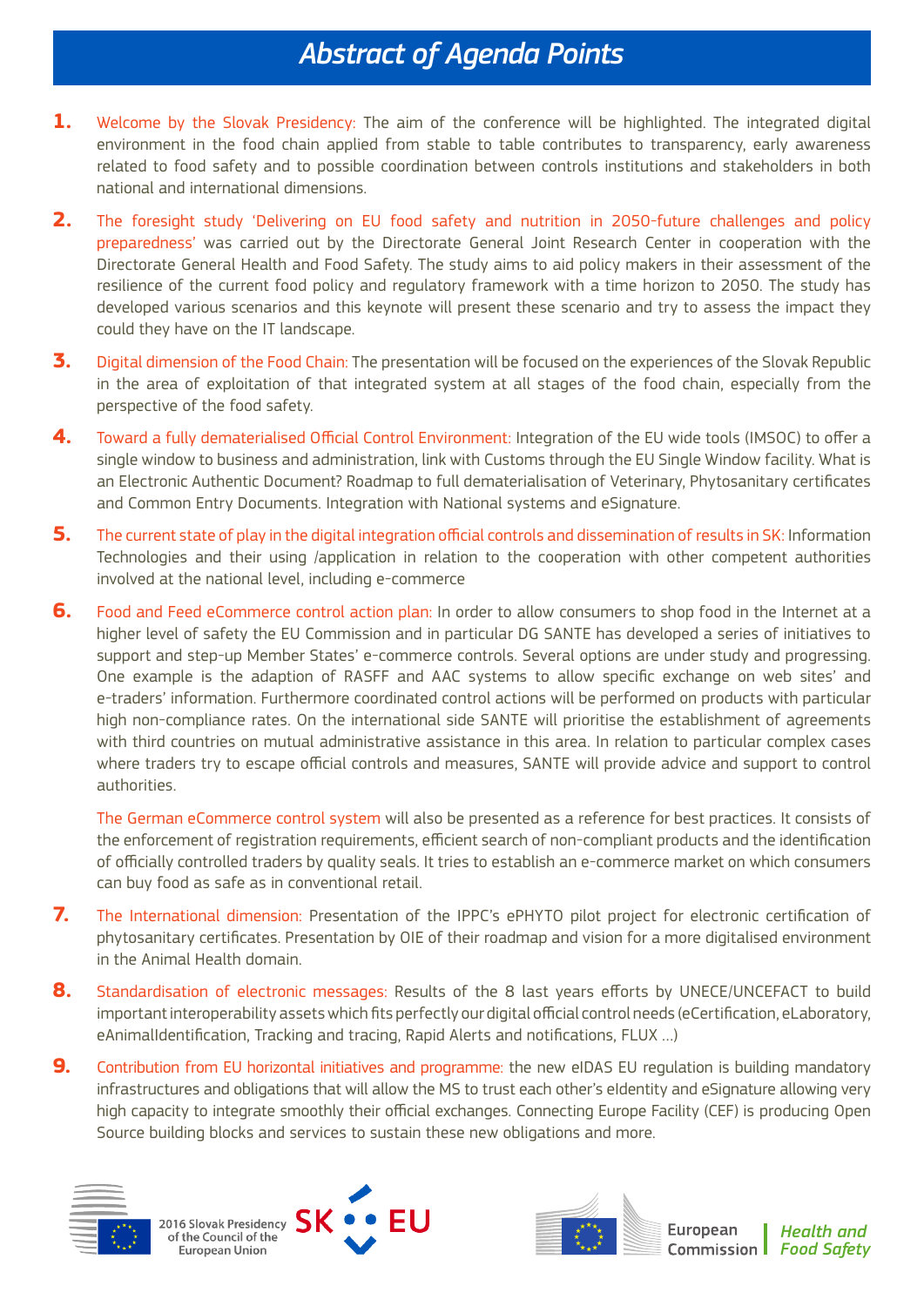# *Abstract of Agenda Points*

1. Welcome by the Slovak Presidency: The aim of the conference will be highlighted. The integrated digital environment in the food chain applied from stable to table contributes to transparency, early awareness related to food safety and to possible coordination between controls institutions and stakeholders in both national and international dimensions.

2. The foresight study 'Delivering on EU food safety and nutrition in 2050-future challenges and policy preparedness' was carried out by the Directorate General Joint Research Center in cooperation with the Directorate General Health and Food Safety. The study aims to aid policy makers in their assessment of the resilience of the current food policy and regulatory framework with a time horizon to 2050. The study has developed various scenarios and this keynote will present these scenario and try to assess the impact they could they have on the IT landscape.

3. Digital dimension of the Food Chain: The presentation will be focused on the experiences of the Slovak Republic in the area of exploitation of that integrated system at all stages of the food chain, especially from the perspective of the food safety.

4. Toward a fully dematerialised Official Control Environment: Integration of the EU wide tools (IMSOC) to offer a single window to business and administration, link with Customs through the EU Single Window facility. What is an Electronic Authentic Document? Roadmap to full dematerialisation of Veterinary, Phytosanitary certificates and Common Entry Documents. Integration with National systems and eSignature.

5. The current state of play in the digital integration official controls and dissemination of results in SK: Information Technologies and their using /application in relation to the cooperation with other competent authorities involved at the national level, including e-commerce

6. Food and Feed eCommerce control action plan: In order to allow consumers to shop food in the Internet at a higher level of safety the EU Commission and in particular DG SANTE has developed a series of initiatives to support and step-up Member States' e-commerce controls. Several options are under study and progressing. One example is the adaption of RASFF and AAC systems to allow specific exchange on web sites' and e-traders' information. Furthermore coordinated control actions will be performed on products with particular high non-compliance rates. On the international side SANTE will prioritise the establishment of agreements with third countries on mutual administrative assistance in this area. In relation to particular complex cases where traders try to escape official controls and measures, SANTE will provide advice and support to control authorities.

   The German eCommerce control system will also be presented as a reference for best practices. It consists of the enforcement of registration requirements, efficient search of non-compliant products and the identification of officially controlled traders by quality seals. It tries to establish an e-commerce market on which consumers can buy food as safe as in conventional retail.

7. The International dimension: Presentation of the IPPC's ePHYTO pilot project for electronic certification of phytosanitary certificates. Presentation by OIE of their roadmap and vision for a more digitalised environment in the Animal Health domain.

8. Standardisation of electronic messages: Results of the 8 last years efforts by UNECE/UNCEFACT to build important interoperability assets which fits perfectly our digital official control needs (eCertification, eLaboratory, eAnimalIdentification, Tracking and tracing, Rapid Alerts and notifications, FLUX ...)

9. Contribution from EU horizontal initiatives and programme: the new eIDAS EU regulation is building mandatory infrastructures and obligations that will allow the MS to trust each other's eIdentity and eSignature allowing very high capacity to integrate smoothly their official exchanges. Connecting Europe Facility (CEF) is producing Open Source building blocks and services to sustain these new obligations and more.

2016 Slovak Presidency of the Council of the European Union SK EU

European Commission | Health and Food Safety